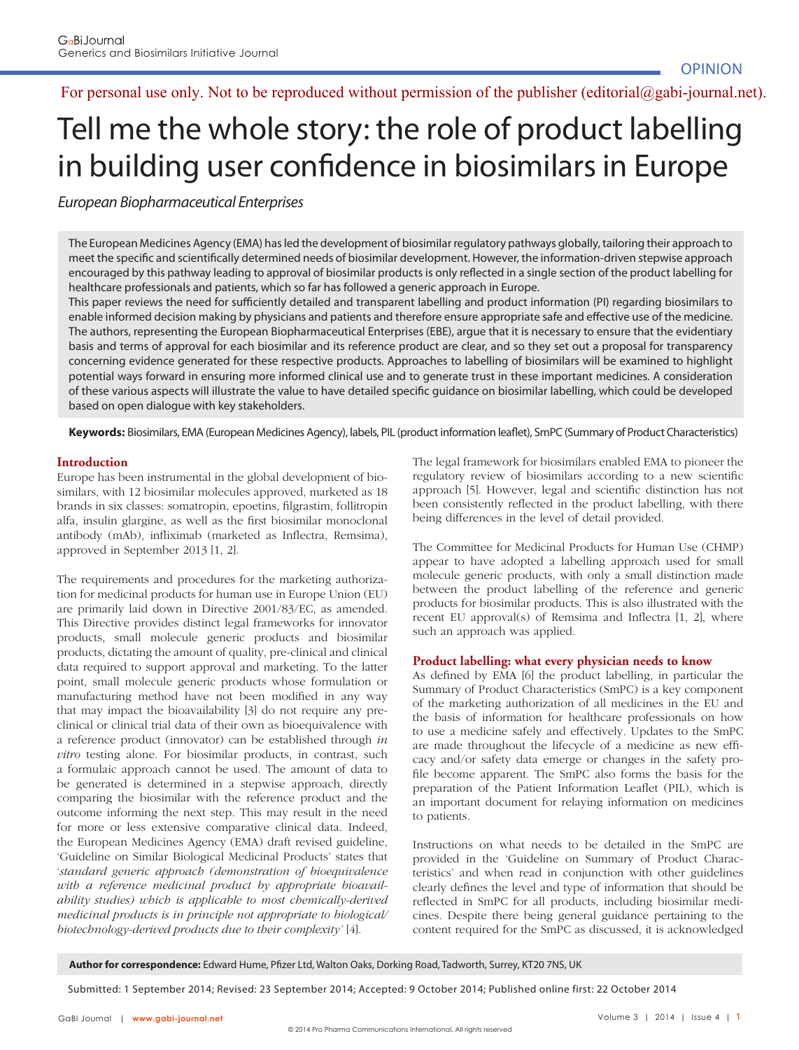OPINION

For personal use only. Not to be reproduced without permission of the publisher (editorial@gabi-journal.net).

# Tell me the whole story: the role of product labelling in building user confidence in biosimilars in Europe

*European Biopharmaceutical Enterprises*

The European Medicines Agency (EMA) has led the development of biosimilar regulatory pathways globally, tailoring their approach to meet the specific and scientifically determined needs of biosimilar development. However, the information-driven stepwise approach encouraged by this pathway leading to approval of biosimilar products is only reflected in a single section of the product labelling for healthcare professionals and patients, which so far has followed a generic approach in Europe.

This paper reviews the need for sufficiently detailed and transparent labelling and product information (PI) regarding biosimilars to enable informed decision making by physicians and patients and therefore ensure appropriate safe and effective use of the medicine. The authors, representing the European Biopharmaceutical Enterprises (EBE), argue that it is necessary to ensure that the evidentiary basis and terms of approval for each biosimilar and its reference product are clear, and so they set out a proposal for transparency concerning evidence generated for these respective products. Approaches to labelling of biosimilars will be examined to highlight potential ways forward in ensuring more informed clinical use and to generate trust in these important medicines. A consideration of these various aspects will illustrate the value to have detailed specific guidance on biosimilar labelling, which could be developed based on open dialogue with key stakeholders.

**Keywords:** Biosimilars, EMA (European Medicines Agency), labels, PIL (product information leaflet), SmPC (Summary of Product Characteristics)

## Introduction

Europe has been instrumental in the global development of biosimilars, with 12 biosimilar molecules approved, marketed as 18 brands in six classes: somatropin, epoetins, filgrastim, follitropin alfa, insulin glargine, as well as the first biosimilar monoclonal antibody (mAb), infliximab (marketed as Inflectra, Remsima), approved in September 2013 [1, 2].

The requirements and procedures for the marketing authorization for medicinal products for human use in Europe Union (EU) are primarily laid down in Directive 2001/83/EC, as amended. This Directive provides distinct legal frameworks for innovator products, small molecule generic products and biosimilar products, dictating the amount of quality, pre-clinical and clinical data required to support approval and marketing. To the latter point, small molecule generic products whose formulation or manufacturing method have not been modified in any way that may impact the bioavailability [3] do not require any pre-clinical or clinical trial data of their own as bioequivalence with a reference product (innovator) can be established through *in vitro* testing alone. For biosimilar products, in contrast, such a formulaic approach cannot be used. The amount of data to be generated is determined in a stepwise approach, directly comparing the biosimilar with the reference product and the outcome informing the next step. This may result in the need for more or less extensive comparative clinical data. Indeed, the European Medicines Agency (EMA) draft revised guideline, 'Guideline on Similar Biological Medicinal Products' states that '*standard generic approach (demonstration of bioequivalence with a reference medicinal product by appropriate bioavailability studies) which is applicable to most chemically-derived medicinal products is in principle not appropriate to biological/biotechnology-derived products due to their complexity'* [4].

The legal framework for biosimilars enabled EMA to pioneer the regulatory review of biosimilars according to a new scientific approach [5]. However, legal and scientific distinction has not been consistently reflected in the product labelling, with there being differences in the level of detail provided.

The Committee for Medicinal Products for Human Use (CHMP) appear to have adopted a labelling approach used for small molecule generic products, with only a small distinction made between the product labelling of the reference and generic products for biosimilar products. This is also illustrated with the recent EU approval(s) of Remsima and Inflectra [1, 2], where such an approach was applied.

## Product labelling: what every physician needs to know

As defined by EMA [6] the product labelling, in particular the Summary of Product Characteristics (SmPC) is a key component of the marketing authorization of all medicines in the EU and the basis of information for healthcare professionals on how to use a medicine safely and effectively. Updates to the SmPC are made throughout the lifecycle of a medicine as new efficacy and/or safety data emerge or changes in the safety profile become apparent. The SmPC also forms the basis for the preparation of the Patient Information Leaflet (PIL), which is an important document for relaying information on medicines to patients.

Instructions on what needs to be detailed in the SmPC are provided in the 'Guideline on Summary of Product Characteristics' and when read in conjunction with other guidelines clearly defines the level and type of information that should be reflected in SmPC for all products, including biosimilar medicines. Despite there being general guidance pertaining to the content required for the SmPC as discussed, it is acknowledged

**Author for correspondence:** Edward Hume, Pfizer Ltd, Walton Oaks, Dorking Road, Tadworth, Surrey, KT20 7NS, UK

Submitted: 1 September 2014; Revised: 23 September 2014; Accepted: 9 October 2014; Published online first: 22 October 2014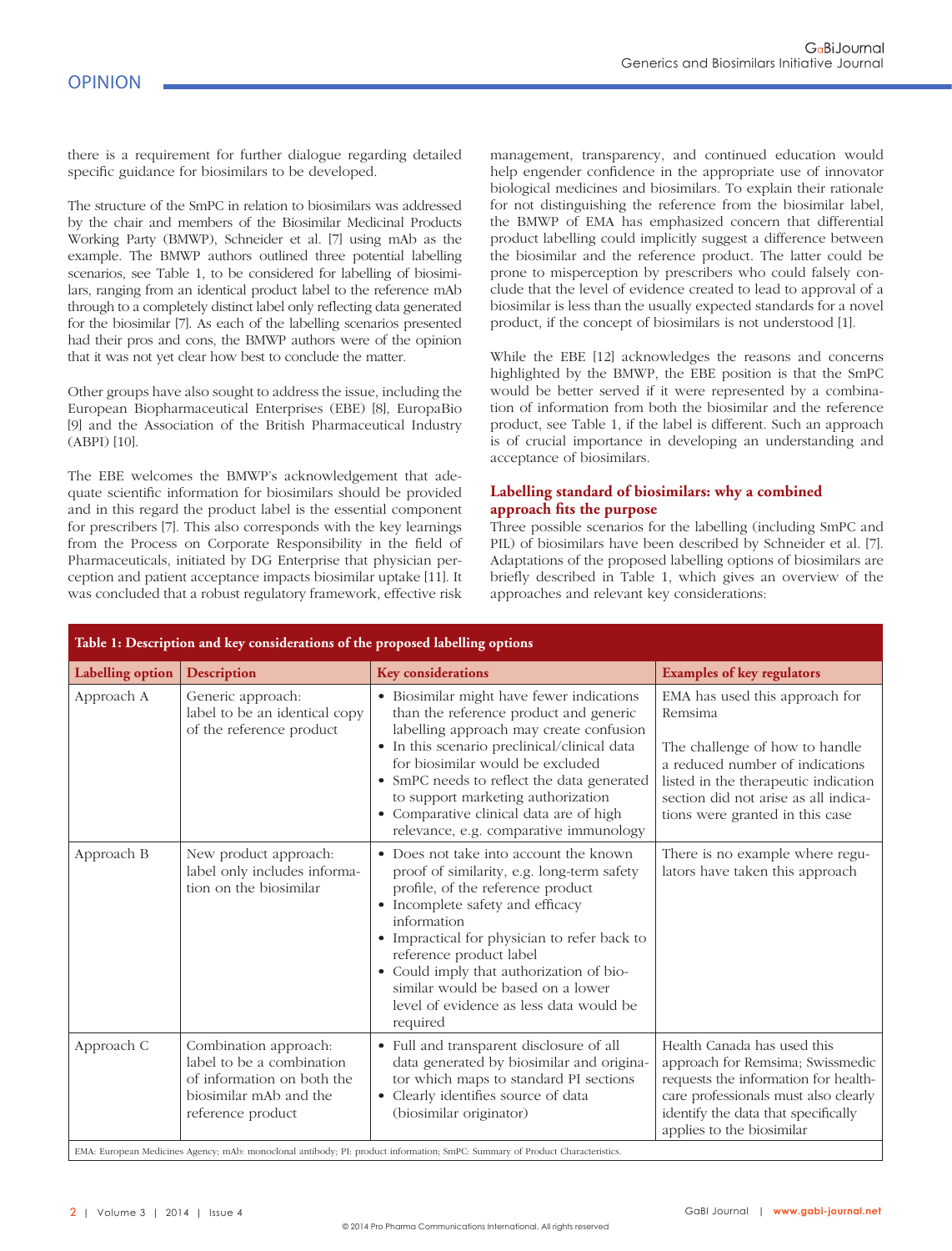there is a requirement for further dialogue regarding detailed specific guidance for biosimilars to be developed.

The structure of the SmPC in relation to biosimilars was addressed by the chair and members of the Biosimilar Medicinal Products Working Party (BMWP), Schneider et al. [7] using mAb as the example. The BMWP authors outlined three potential labelling scenarios, see Table 1, to be considered for labelling of biosimilars, ranging from an identical product label to the reference mAb through to a completely distinct label only reflecting data generated for the biosimilar [7]. As each of the labelling scenarios presented had their pros and cons, the BMWP authors were of the opinion that it was not yet clear how best to conclude the matter.

Other groups have also sought to address the issue, including the European Biopharmaceutical Enterprises (EBE) [8], EuropaBio [9] and the Association of the British Pharmaceutical Industry (ABPI) [10].

The EBE welcomes the BMWP's acknowledgement that adequate scientific information for biosimilars should be provided and in this regard the product label is the essential component for prescribers [7]. This also corresponds with the key learnings from the Process on Corporate Responsibility in the field of Pharmaceuticals, initiated by DG Enterprise that physician perception and patient acceptance impacts biosimilar uptake [11]. It was concluded that a robust regulatory framework, effective risk management, transparency, and continued education would help engender confidence in the appropriate use of innovator biological medicines and biosimilars. To explain their rationale for not distinguishing the reference from the biosimilar label, the BMWP of EMA has emphasized concern that differential product labelling could implicitly suggest a difference between the biosimilar and the reference product. The latter could be prone to misperception by prescribers who could falsely conclude that the level of evidence created to lead to approval of a biosimilar is less than the usually expected standards for a novel product, if the concept of biosimilars is not understood [1].

While the EBE [12] acknowledges the reasons and concerns highlighted by the BMWP, the EBE position is that the SmPC would be better served if it were represented by a combination of information from both the biosimilar and the reference product, see Table 1, if the label is different. Such an approach is of crucial importance in developing an understanding and acceptance of biosimilars.

## Labelling standard of biosimilars: why a combined approach fits the purpose

Three possible scenarios for the labelling (including SmPC and PIL) of biosimilars have been described by Schneider et al. [7]. Adaptations of the proposed labelling options of biosimilars are briefly described in Table 1, which gives an overview of the approaches and relevant key considerations:

**Table 1: Description and key considerations of the proposed labelling options**

| Labelling option | Description | Key considerations | Examples of key regulators |
|---|---|---|---|
| Approach A | Generic approach: label to be an identical copy of the reference product | • Biosimilar might have fewer indications than the reference product and generic labelling approach may create confusion<br>• In this scenario preclinical/clinical data for biosimilar would be excluded<br>• SmPC needs to reflect the data generated to support marketing authorization<br>• Comparative clinical data are of high relevance, e.g. comparative immunology | EMA has used this approach for Remsima<br><br>The challenge of how to handle a reduced number of indications listed in the therapeutic indication section did not arise as all indications were granted in this case |
| Approach B | New product approach: label only includes information on the biosimilar | • Does not take into account the known proof of similarity, e.g. long-term safety profile, of the reference product<br>• Incomplete safety and efficacy information<br>• Impractical for physician to refer back to reference product label<br>• Could imply that authorization of biosimilar would be based on a lower level of evidence as less data would be required | There is no example where regulators have taken this approach |
| Approach C | Combination approach: label to be a combination of information on both the biosimilar mAb and the reference product | • Full and transparent disclosure of all data generated by biosimilar and originator which maps to standard PI sections<br>• Clearly identifies source of data (biosimilar originator) | Health Canada has used this approach for Remsima; Swissmedic requests the information for healthcare professionals must also clearly identify the data that specifically applies to the biosimilar |

EMA: European Medicines Agency; mAb: monoclonal antibody; PI: product information; SmPC: Summary of Product Characteristics.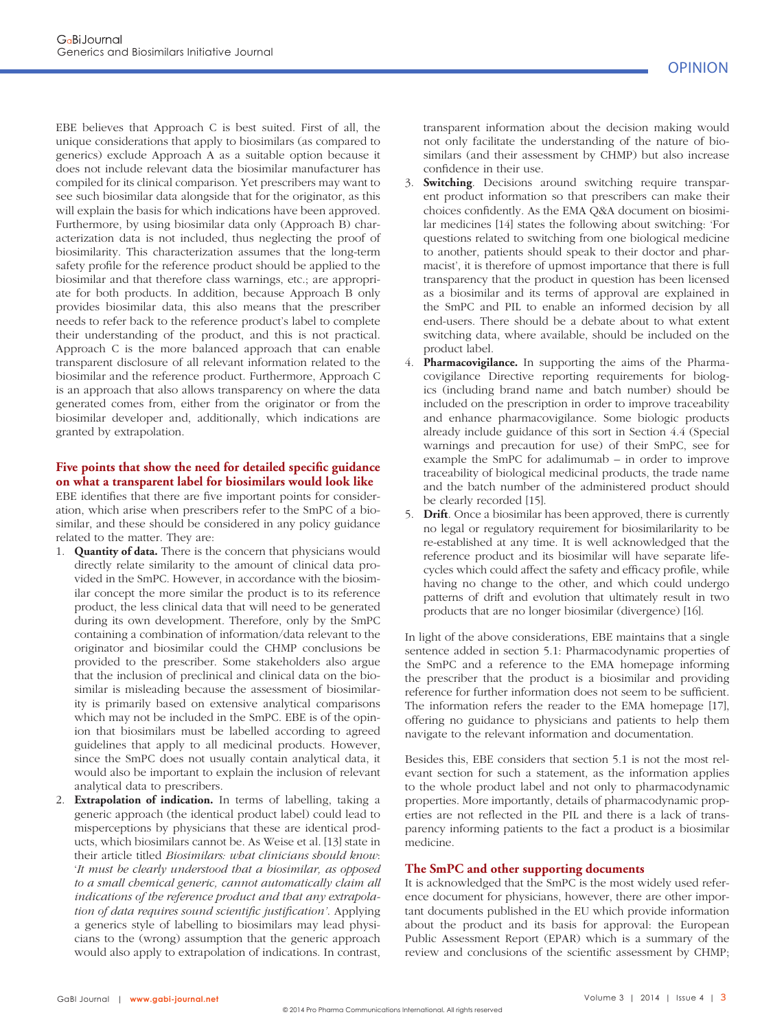EBE believes that Approach C is best suited. First of all, the unique considerations that apply to biosimilars (as compared to generics) exclude Approach A as a suitable option because it does not include relevant data the biosimilar manufacturer has compiled for its clinical comparison. Yet prescribers may want to see such biosimilar data alongside that for the originator, as this will explain the basis for which indications have been approved. Furthermore, by using biosimilar data only (Approach B) characterization data is not included, thus neglecting the proof of biosimilarity. This characterization assumes that the long-term safety profile for the reference product should be applied to the biosimilar and that therefore class warnings, etc.; are appropriate for both products. In addition, because Approach B only provides biosimilar data, this also means that the prescriber needs to refer back to the reference product's label to complete their understanding of the product, and this is not practical. Approach C is the more balanced approach that can enable transparent disclosure of all relevant information related to the biosimilar and the reference product. Furthermore, Approach C is an approach that also allows transparency on where the data generated comes from, either from the originator or from the biosimilar developer and, additionally, which indications are granted by extrapolation.

### Five points that show the need for detailed specific guidance on what a transparent label for biosimilars would look like

EBE identifies that there are five important points for consideration, which arise when prescribers refer to the SmPC of a biosimilar, and these should be considered in any policy guidance related to the matter. They are:

1. **Quantity of data.** There is the concern that physicians would directly relate similarity to the amount of clinical data provided in the SmPC. However, in accordance with the biosimilar concept the more similar the product is to its reference product, the less clinical data that will need to be generated during its own development. Therefore, only by the SmPC containing a combination of information/data relevant to the originator and biosimilar could the CHMP conclusions be provided to the prescriber. Some stakeholders also argue that the inclusion of preclinical and clinical data on the biosimilar is misleading because the assessment of biosimilarity is primarily based on extensive analytical comparisons which may not be included in the SmPC. EBE is of the opinion that biosimilars must be labelled according to agreed guidelines that apply to all medicinal products. However, since the SmPC does not usually contain analytical data, it would also be important to explain the inclusion of relevant analytical data to prescribers.
2. **Extrapolation of indication.** In terms of labelling, taking a generic approach (the identical product label) could lead to misperceptions by physicians that these are identical products, which biosimilars cannot be. As Weise et al. [13] state in their article titled *Biosimilars: what clinicians should know*: '*It must be clearly understood that a biosimilar, as opposed to a small chemical generic, cannot automatically claim all indications of the reference product and that any extrapolation of data requires sound scientific justification*'. Applying a generics style of labelling to biosimilars may lead physicians to the (wrong) assumption that the generic approach would also apply to extrapolation of indications. In contrast, transparent information about the decision making would not only facilitate the understanding of the nature of biosimilars (and their assessment by CHMP) but also increase confidence in their use.
3. **Switching**. Decisions around switching require transparent product information so that prescribers can make their choices confidently. As the EMA Q&A document on biosimilar medicines [14] states the following about switching: 'For questions related to switching from one biological medicine to another, patients should speak to their doctor and pharmacist', it is therefore of upmost importance that there is full transparency that the product in question has been licensed as a biosimilar and its terms of approval are explained in the SmPC and PIL to enable an informed decision by all end-users. There should be a debate about to what extent switching data, where available, should be included on the product label.
4. **Pharmacovigilance.** In supporting the aims of the Pharmacovigilance Directive reporting requirements for biologics (including brand name and batch number) should be included on the prescription in order to improve traceability and enhance pharmacovigilance. Some biologic products already include guidance of this sort in Section 4.4 (Special warnings and precaution for use) of their SmPC, see for example the SmPC for adalimumab – in order to improve traceability of biological medicinal products, the trade name and the batch number of the administered product should be clearly recorded [15].
5. **Drift**. Once a biosimilar has been approved, there is currently no legal or regulatory requirement for biosimilarilarity to be re-established at any time. It is well acknowledged that the reference product and its biosimilar will have separate lifecycles which could affect the safety and efficacy profile, while having no change to the other, and which could undergo patterns of drift and evolution that ultimately result in two products that are no longer biosimilar (divergence) [16].

In light of the above considerations, EBE maintains that a single sentence added in section 5.1: Pharmacodynamic properties of the SmPC and a reference to the EMA homepage informing the prescriber that the product is a biosimilar and providing reference for further information does not seem to be sufficient. The information refers the reader to the EMA homepage [17], offering no guidance to physicians and patients to help them navigate to the relevant information and documentation.

Besides this, EBE considers that section 5.1 is not the most relevant section for such a statement, as the information applies to the whole product label and not only to pharmacodynamic properties. More importantly, details of pharmacodynamic properties are not reflected in the PIL and there is a lack of transparency informing patients to the fact a product is a biosimilar medicine.

### The SmPC and other supporting documents

It is acknowledged that the SmPC is the most widely used reference document for physicians, however, there are other important documents published in the EU which provide information about the product and its basis for approval: the European Public Assessment Report (EPAR) which is a summary of the review and conclusions of the scientific assessment by CHMP;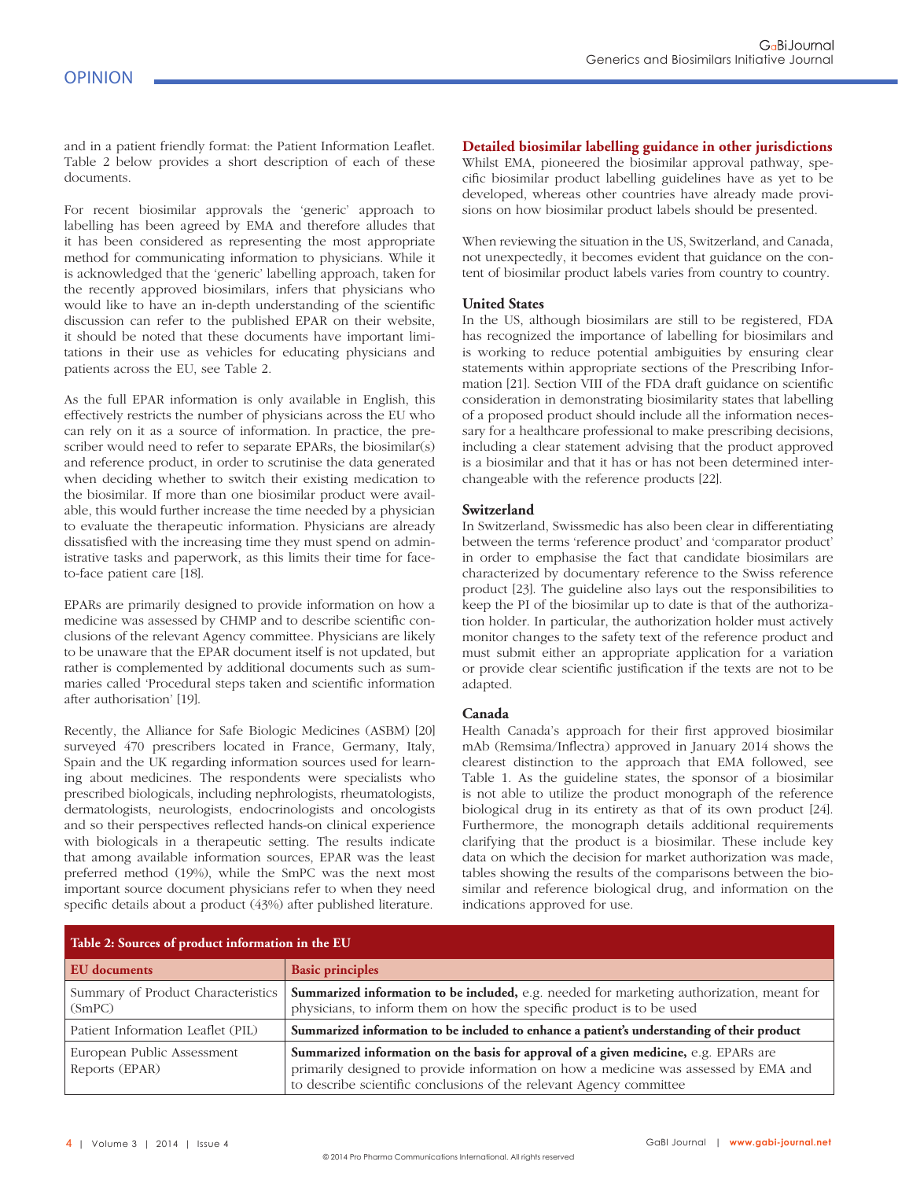and in a patient friendly format: the Patient Information Leaflet. Table 2 below provides a short description of each of these documents.

For recent biosimilar approvals the 'generic' approach to labelling has been agreed by EMA and therefore alludes that it has been considered as representing the most appropriate method for communicating information to physicians. While it is acknowledged that the 'generic' labelling approach, taken for the recently approved biosimilars, infers that physicians who would like to have an in-depth understanding of the scientific discussion can refer to the published EPAR on their website, it should be noted that these documents have important limitations in their use as vehicles for educating physicians and patients across the EU, see Table 2.

As the full EPAR information is only available in English, this effectively restricts the number of physicians across the EU who can rely on it as a source of information. In practice, the prescriber would need to refer to separate EPARs, the biosimilar(s) and reference product, in order to scrutinise the data generated when deciding whether to switch their existing medication to the biosimilar. If more than one biosimilar product were available, this would further increase the time needed by a physician to evaluate the therapeutic information. Physicians are already dissatisfied with the increasing time they must spend on administrative tasks and paperwork, as this limits their time for face-to-face patient care [18].

EPARs are primarily designed to provide information on how a medicine was assessed by CHMP and to describe scientific conclusions of the relevant Agency committee. Physicians are likely to be unaware that the EPAR document itself is not updated, but rather is complemented by additional documents such as summaries called 'Procedural steps taken and scientific information after authorisation' [19].

Recently, the Alliance for Safe Biologic Medicines (ASBM) [20] surveyed 470 prescribers located in France, Germany, Italy, Spain and the UK regarding information sources used for learning about medicines. The respondents were specialists who prescribed biologicals, including nephrologists, rheumatologists, dermatologists, neurologists, endocrinologists and oncologists and so their perspectives reflected hands-on clinical experience with biologicals in a therapeutic setting. The results indicate that among available information sources, EPAR was the least preferred method (19%), while the SmPC was the next most important source document physicians refer to when they need specific details about a product (43%) after published literature.

## Detailed biosimilar labelling guidance in other jurisdictions

Whilst EMA, pioneered the biosimilar approval pathway, specific biosimilar product labelling guidelines have as yet to be developed, whereas other countries have already made provisions on how biosimilar product labels should be presented.

When reviewing the situation in the US, Switzerland, and Canada, not unexpectedly, it becomes evident that guidance on the content of biosimilar product labels varies from country to country.

### United States

In the US, although biosimilars are still to be registered, FDA has recognized the importance of labelling for biosimilars and is working to reduce potential ambiguities by ensuring clear statements within appropriate sections of the Prescribing Information [21]. Section VIII of the FDA draft guidance on scientific consideration in demonstrating biosimilarity states that labelling of a proposed product should include all the information necessary for a healthcare professional to make prescribing decisions, including a clear statement advising that the product approved is a biosimilar and that it has or has not been determined interchangeable with the reference products [22].

### Switzerland

In Switzerland, Swissmedic has also been clear in differentiating between the terms 'reference product' and 'comparator product' in order to emphasise the fact that candidate biosimilars are characterized by documentary reference to the Swiss reference product [23]. The guideline also lays out the responsibilities to keep the PI of the biosimilar up to date is that of the authorization holder. In particular, the authorization holder must actively monitor changes to the safety text of the reference product and must submit either an appropriate application for a variation or provide clear scientific justification if the texts are not to be adapted.

### Canada

Health Canada's approach for their first approved biosimilar mAb (Remsima/Inflectra) approved in January 2014 shows the clearest distinction to the approach that EMA followed, see Table 1. As the guideline states, the sponsor of a biosimilar is not able to utilize the product monograph of the reference biological drug in its entirety as that of its own product [24]. Furthermore, the monograph details additional requirements clarifying that the product is a biosimilar. These include key data on which the decision for market authorization was made, tables showing the results of the comparisons between the biosimilar and reference biological drug, and information on the indications approved for use.

**Table 2: Sources of product information in the EU**

| EU documents | Basic principles |
|---|---|
| Summary of Product Characteristics (SmPC) | **Summarized information to be included,** e.g. needed for marketing authorization, meant for physicians, to inform them on how the specific product is to be used |
| Patient Information Leaflet (PIL) | **Summarized information to be included to enhance a patient's understanding of their product** |
| European Public Assessment Reports (EPAR) | **Summarized information on the basis for approval of a given medicine,** e.g. EPARs are primarily designed to provide information on how a medicine was assessed by EMA and to describe scientific conclusions of the relevant Agency committee |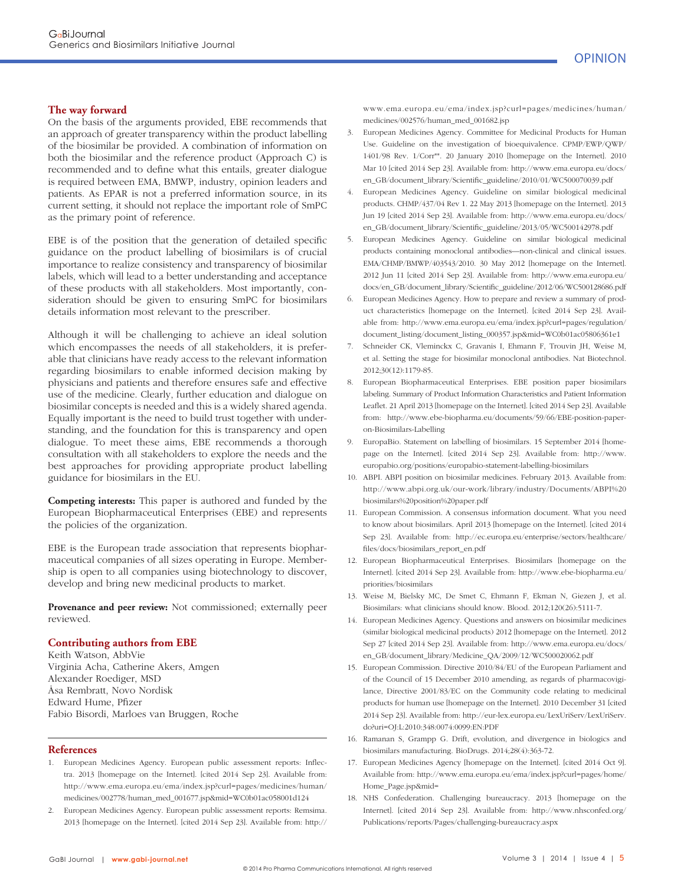## The way forward

On the basis of the arguments provided, EBE recommends that an approach of greater transparency within the product labelling of the biosimilar be provided. A combination of information on both the biosimilar and the reference product (Approach C) is recommended and to define what this entails, greater dialogue is required between EMA, BMWP, industry, opinion leaders and patients. As EPAR is not a preferred information source, in its current setting, it should not replace the important role of SmPC as the primary point of reference.

EBE is of the position that the generation of detailed specific guidance on the product labelling of biosimilars is of crucial importance to realize consistency and transparency of biosimilar labels, which will lead to a better understanding and acceptance of these products with all stakeholders. Most importantly, consideration should be given to ensuring SmPC for biosimilars details information most relevant to the prescriber.

Although it will be challenging to achieve an ideal solution which encompasses the needs of all stakeholders, it is preferable that clinicians have ready access to the relevant information regarding biosimilars to enable informed decision making by physicians and patients and therefore ensures safe and effective use of the medicine. Clearly, further education and dialogue on biosimilar concepts is needed and this is a widely shared agenda. Equally important is the need to build trust together with understanding, and the foundation for this is transparency and open dialogue. To meet these aims, EBE recommends a thorough consultation with all stakeholders to explore the needs and the best approaches for providing appropriate product labelling guidance for biosimilars in the EU.

**Competing interests:** This paper is authored and funded by the European Biopharmaceutical Enterprises (EBE) and represents the policies of the organization.

EBE is the European trade association that represents biopharmaceutical companies of all sizes operating in Europe. Membership is open to all companies using biotechnology to discover, develop and bring new medicinal products to market.

**Provenance and peer review:** Not commissioned; externally peer reviewed.

## Contributing authors from EBE

Keith Watson, AbbVie
Virginia Acha, Catherine Akers, Amgen
Alexander Roediger, MSD
Åsa Rembratt, Novo Nordisk
Edward Hume, Pfizer
Fabio Bisordi, Marloes van Bruggen, Roche

## References

1. European Medicines Agency. European public assessment reports: Inflectra. 2013 [homepage on the Internet]. [cited 2014 Sep 23]. Available from: http://www.ema.europa.eu/ema/index.jsp?curl=pages/medicines/human/medicines/002778/human_med_001677.jsp&mid=WC0b01ac058001d124
2. European Medicines Agency. European public assessment reports: Remsima. 2013 [homepage on the Internet]. [cited 2014 Sep 23]. Available from: http://www.ema.europa.eu/ema/index.jsp?curl=pages/medicines/human/medicines/002576/human_med_001682.jsp
3. European Medicines Agency. Committee for Medicinal Products for Human Use. Guideline on the investigation of bioequivalence. CPMP/EWP/QWP/1401/98 Rev. 1/Corr**. 20 January 2010 [homepage on the Internet]. 2010 Mar 10 [cited 2014 Sep 23]. Available from: http://www.ema.europa.eu/docs/en_GB/document_library/Scientific_guideline/2010/01/WC500070039.pdf
4. European Medicines Agency. Guideline on similar biological medicinal products. CHMP/437/04 Rev 1. 22 May 2013 [homepage on the Internet]. 2013 Jun 19 [cited 2014 Sep 23]. Available from: http://www.ema.europa.eu/docs/en_GB/document_library/Scientific_guideline/2013/05/WC500142978.pdf
5. European Medicines Agency. Guideline on similar biological medicinal products containing monoclonal antibodies—non-clinical and clinical issues. EMA/CHMP/BMWP/403543/2010. 30 May 2012 [homepage on the Internet]. 2012 Jun 11 [cited 2014 Sep 23]. Available from: http://www.ema.europa.eu/docs/en_GB/document_library/Scientific_guideline/2012/06/WC500128686.pdf
6. European Medicines Agency. How to prepare and review a summary of product characteristics [homepage on the Internet]. [cited 2014 Sep 23]. Available from: http://www.ema.europa.eu/ema/index.jsp?curl=pages/regulation/document_listing/document_listing_000357.jsp&mid=WC0b01ac05806361e1
7. Schneider CK, Vleminckx C, Gravanis I, Ehmann F, Trouvin JH, Weise M, et al. Setting the stage for biosimilar monoclonal antibodies. Nat Biotechnol. 2012;30(12):1179-85.
8. European Biopharmaceutical Enterprises. EBE position paper biosimilars labeling. Summary of Product Information Characteristics and Patient Information Leaflet. 21 April 2013 [homepage on the Internet]. [cited 2014 Sep 23]. Available from: http://www.ebe-biopharma.eu/documents/59/66/EBE-position-paper-on-Biosimilars-Labelling
9. EuropaBio. Statement on labelling of biosimilars. 15 September 2014 [homepage on the Internet]. [cited 2014 Sep 23]. Available from: http://www.europabio.org/positions/europabio-statement-labelling-biosimilars
10. ABPI. ABPI position on biosimilar medicines. February 2013. Available from: http://www.abpi.org.uk/our-work/library/industry/Documents/ABPI%20biosimilars%20position%20paper.pdf
11. European Commission. A consensus information document. What you need to know about biosimilars. April 2013 [homepage on the Internet]. [cited 2014 Sep 23]. Available from: http://ec.europa.eu/enterprise/sectors/healthcare/files/docs/biosimilars_report_en.pdf
12. European Biopharmaceutical Enterprises. Biosimilars [homepage on the Internet]. [cited 2014 Sep 23]. Available from: http://www.ebe-biopharma.eu/priorities/biosimilars
13. Weise M, Bielsky MC, De Smet C, Ehmann F, Ekman N, Giezen J, et al. Biosimilars: what clinicians should know. Blood. 2012;120(26):5111-7.
14. European Medicines Agency. Questions and answers on biosimilar medicines (similar biological medicinal products) 2012 [homepage on the Internet]. 2012 Sep 27 [cited 2014 Sep 23]. Available from: http://www.ema.europa.eu/docs/en_GB/document_library/Medicine_QA/2009/12/WC500020062.pdf
15. European Commission. Directive 2010/84/EU of the European Parliament and of the Council of 15 December 2010 amending, as regards of pharmacovigilance, Directive 2001/83/EC on the Community code relating to medicinal products for human use [homepage on the Internet]. 2010 December 31 [cited 2014 Sep 23]. Available from: http://eur-lex.europa.eu/LexUriServ/LexUriServ.do?uri=OJ:L:2010:348:0074:0099:EN:PDF
16. Ramanan S, Grampp G. Drift, evolution, and divergence in biologics and biosimilars manufacturing. BioDrugs. 2014;28(4):363-72.
17. European Medicines Agency [homepage on the Internet]. [cited 2014 Oct 9]. Available from: http://www.ema.europa.eu/ema/index.jsp?curl=pages/home/Home_Page.jsp&mid=
18. NHS Confederation. Challenging bureaucracy. 2013 [homepage on the Internet]. [cited 2014 Sep 23]. Available from: http://www.nhsconfed.org/Publications/reports/Pages/challenging-bureaucracy.aspx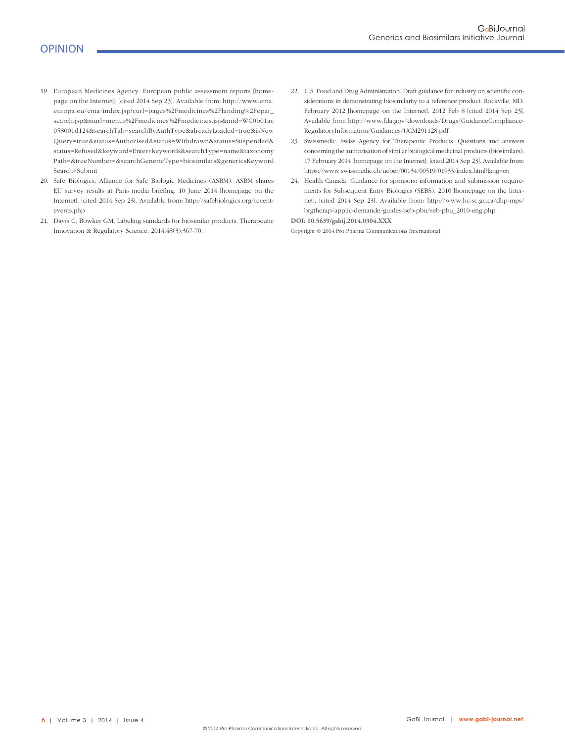19. European Medicines Agency. European public assessment reports [homepage on the Internet]. [cited 2014 Sep 23]. Available from: http://www.ema.europa.eu/ema/index.jsp?curl=pages%2Fmedicines%2Flanding%2Fepar_search.jsp&murl=menus%2Fmedicines%2Fmedicines.jsp&mid=WC0b01ac058001d124&searchTab=searchByAuthType&alreadyLoaded=true&isNewQuery=true&status=Authorised&status=Withdrawn&status=Suspended&status=Refused&keyword=Enter+keywords&searchType=name&taxonomyPath=&treeNumber=&searchGenericType=biosimilars&genericsKeywordSearch=Submit
20. Safe Biologics. Alliance for Safe Biologic Medicines (ASBM). ASBM shares EU survey results at Paris media briefing. 10 June 2014 [homepage on the Internet]. [cited 2014 Sep 23]. Available from: http://safebiologics.org/recent-events.php
21. Davis C, Bowker GM. Labeling standards for biosimilar products. Therapeutic Innovation & Regulatory Science. 2014;48(3):367-70.
22. U.S. Food and Drug Administration. Draft guidance for industry on scientific considerations in demonstrating biosimilarity to a reference product. Rockville, MD. February 2012 [homepage on the Internet]. 2012 Feb 8 [cited 2014 Sep 23]. Available from http://www.fda.gov/downloads/Drugs/GuidanceComplianceRegulatoryInformation/Guidances/UCM291128.pdf
23. Swissmedic. Swiss Agency for Therapeutic Products. Questions and answers concerning the authorisation of similar biological medicinal products (biosimilars). 17 February 2014 [homepage on the Internet]. [cited 2014 Sep 23]. Available from: https://www.swissmedic.ch/ueber/00134/00519/01933/index.html?lang=en
24. Health Canada. Guidance for sponsors: information and submission requirements for Subsequent Entry Biologics (SEBS). 2010 [homepage on the Internet]. [cited 2014 Sep 23]. Available from: http://www.hc-sc.gc.ca/dhp-mps/brgtherap/applic-demande/guides/seb-pbu/seb-pbu_2010-eng.php

**DOI: 10.5639/gabij.2014.0304.XXX**

Copyright © 2014 Pro Pharma Communications International